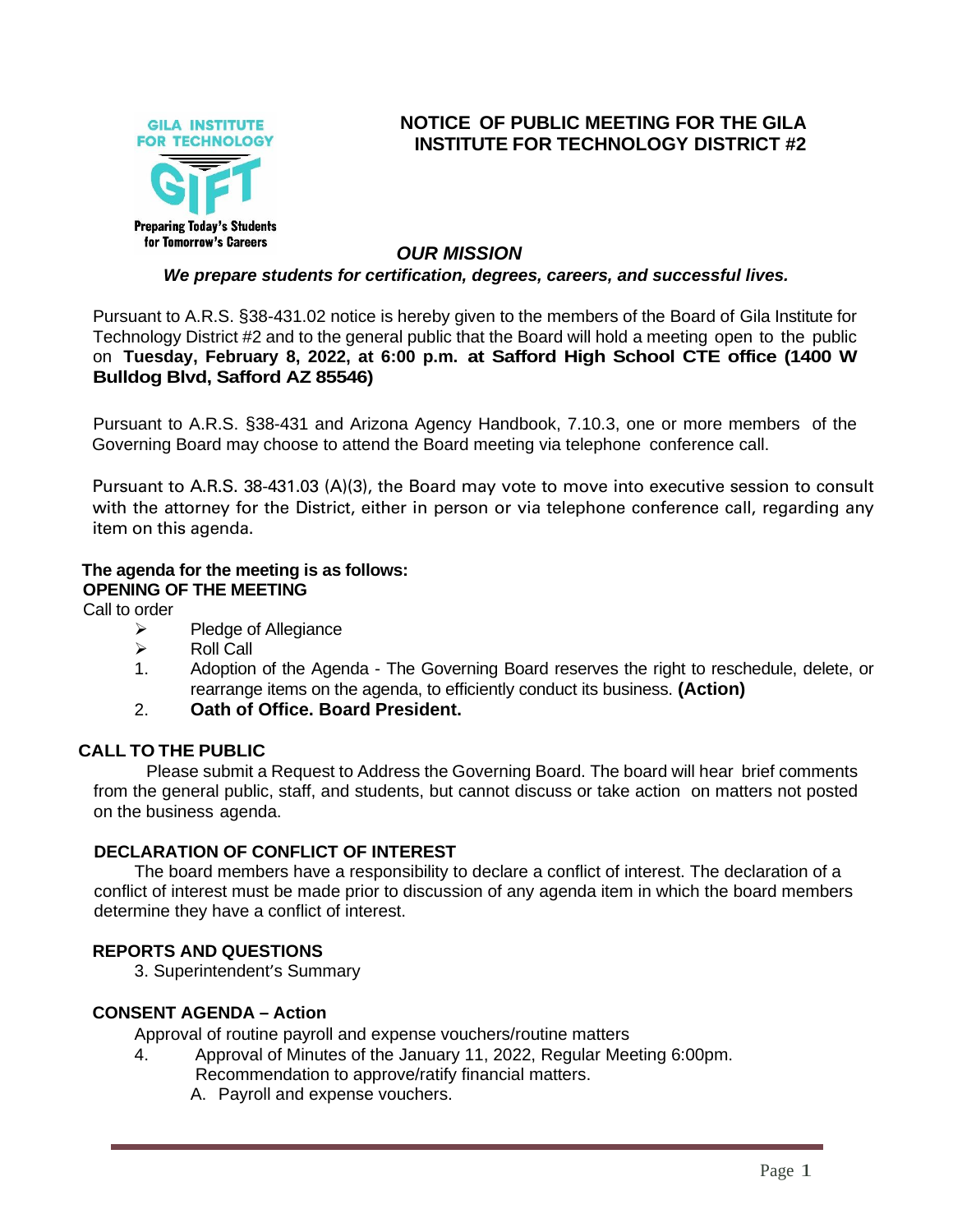GILA INSTITUTE FOR TECHNOLOGY

GIFT

Preparing Today's Students for Tomorrow's Careers

# NOTICE OF PUBLIC MEETING FOR THE GILA INSTITUTE FOR TECHNOLOGY DISTRICT #2

***OUR MISSION***

***We prepare students for certification, degrees, careers, and successful lives.***

Pursuant to A.R.S. §38-431.02 notice is hereby given to the members of the Board of Gila Institute for Technology District #2 and to the general public that the Board will hold a meeting open to the public on **Tuesday, February 8, 2022, at 6:00 p.m. at Safford High School CTE office (1400 W Bulldog Blvd, Safford AZ 85546)**

Pursuant to A.R.S. §38-431 and Arizona Agency Handbook, 7.10.3, one or more members of the Governing Board may choose to attend the Board meeting via telephone conference call.

Pursuant to A.R.S. 38-431.03 (A)(3), the Board may vote to move into executive session to consult with the attorney for the District, either in person or via telephone conference call, regarding any item on this agenda.

**The agenda for the meeting is as follows:**

**OPENING OF THE MEETING**

Call to order

- Pledge of Allegiance
- Roll Call

1. Adoption of the Agenda - The Governing Board reserves the right to reschedule, delete, or rearrange items on the agenda, to efficiently conduct its business. **(Action)**
2. **Oath of Office. Board President.**

**CALL TO THE PUBLIC**

Please submit a Request to Address the Governing Board. The board will hear brief comments from the general public, staff, and students, but cannot discuss or take action on matters not posted on the business agenda.

**DECLARATION OF CONFLICT OF INTEREST**

The board members have a responsibility to declare a conflict of interest. The declaration of a conflict of interest must be made prior to discussion of any agenda item in which the board members determine they have a conflict of interest.

**REPORTS AND QUESTIONS**

3. Superintendent's Summary

**CONSENT AGENDA – Action**

Approval of routine payroll and expense vouchers/routine matters

4. Approval of Minutes of the January 11, 2022, Regular Meeting 6:00pm.
   Recommendation to approve/ratify financial matters.
   A. Payroll and expense vouchers.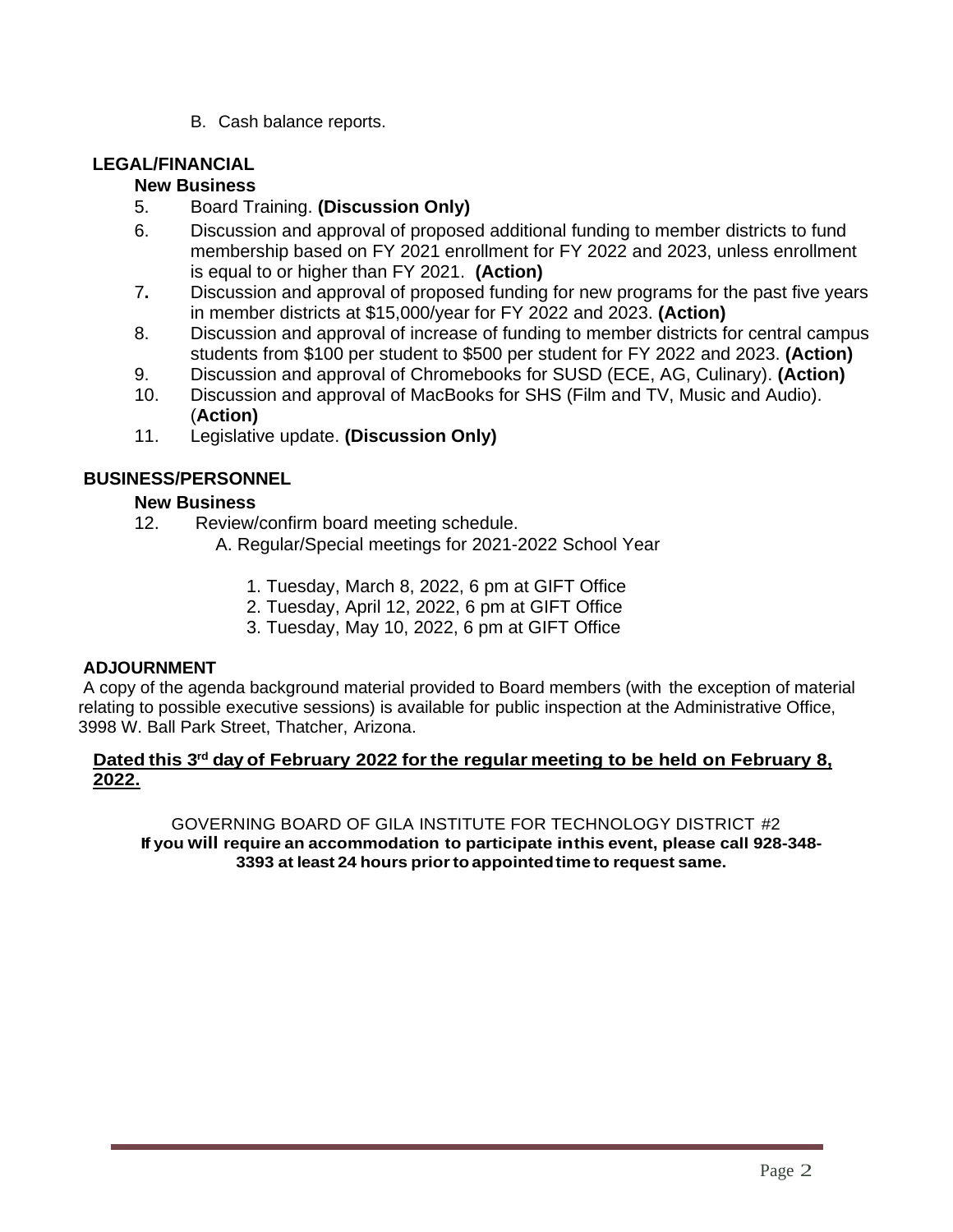B. Cash balance reports.

## LEGAL/FINANCIAL

### New Business

5. Board Training. **(Discussion Only)**
6. Discussion and approval of proposed additional funding to member districts to fund membership based on FY 2021 enrollment for FY 2022 and 2023, unless enrollment is equal to or higher than FY 2021. **(Action)**
7. Discussion and approval of proposed funding for new programs for the past five years in member districts at $15,000/year for FY 2022 and 2023. **(Action)**
8. Discussion and approval of increase of funding to member districts for central campus students from $100 per student to $500 per student for FY 2022 and 2023. **(Action)**
9. Discussion and approval of Chromebooks for SUSD (ECE, AG, Culinary). **(Action)**
10. Discussion and approval of MacBooks for SHS (Film and TV, Music and Audio). (**Action)**
11. Legislative update. **(Discussion Only)**

## BUSINESS/PERSONNEL

### New Business

12. Review/confirm board meeting schedule.
    A. Regular/Special meetings for 2021-2022 School Year

    1. Tuesday, March 8, 2022, 6 pm at GIFT Office
    2. Tuesday, April 12, 2022, 6 pm at GIFT Office
    3. Tuesday, May 10, 2022, 6 pm at GIFT Office

## ADJOURNMENT

A copy of the agenda background material provided to Board members (with the exception of material relating to possible executive sessions) is available for public inspection at the Administrative Office, 3998 W. Ball Park Street, Thatcher, Arizona.

**Dated this 3rd day of February 2022 for the regular meeting to be held on February 8, 2022.**

GOVERNING BOARD OF GILA INSTITUTE FOR TECHNOLOGY DISTRICT #2

**If you will require an accommodation to participate in this event, please call 928-348-3393 at least 24 hours prior to appointed time to request same.**